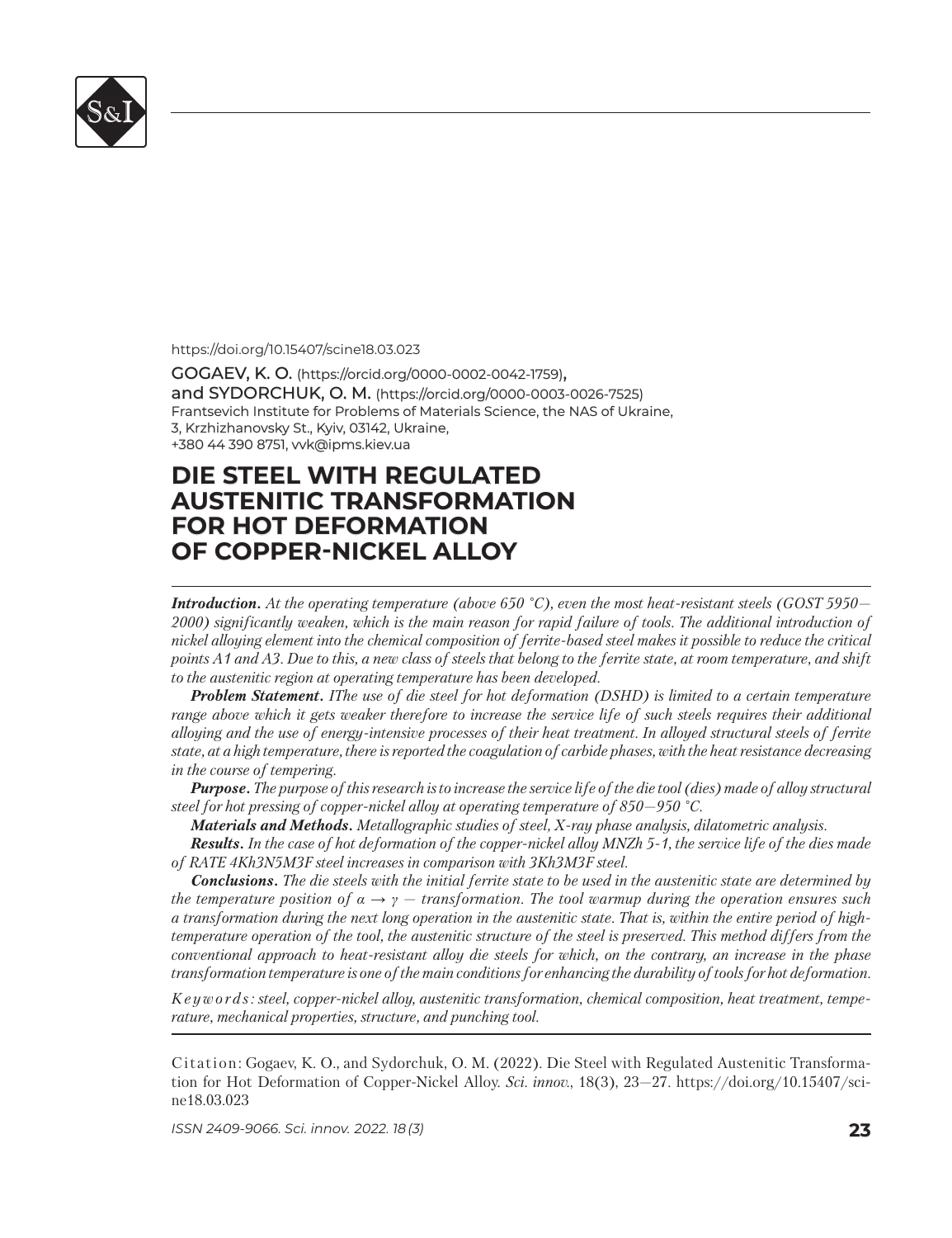https://doi.org/10.15407/scine18.03.023

**GOGAEV, K. O.** (https://orcid.org/0000-0002-0042-1759), **and SYDORCHUK, O. M.** (https://orcid.org/0000-0003-0026-7525)
Frantsevich Institute for Problems of Materials Science, the NAS of Ukraine,
3, Krzhizhanovsky St., Kyiv, 03142, Ukraine,
+380 44 390 8751, vvk@ipms.kiev.ua

# DIE STEEL WITH REGULATED AUSTENITIC TRANSFORMATION FOR HOT DEFORMATION OF COPPER-NICKEL ALLOY

***Introduction.*** *At the operating temperature (above 650 °C), even the most heat-resistant steels (GOST 5950—2000) significantly weaken, which is the main reason for rapid failure of tools. The additional introduction of nickel alloying element into the chemical composition of ferrite-based steel makes it possible to reduce the critical points A1 and A3. Due to this, a new class of steels that belong to the ferrite state, at room temperature, and shift to the austenitic region at operating temperature has been developed.*

***Problem Statement.*** *IThe use of die steel for hot deformation (DSHD) is limited to a certain temperature range above which it gets weaker therefore to increase the service life of such steels requires their additional alloying and the use of energy-intensive processes of their heat treatment. In alloyed structural steels of ferrite state, at a high temperature, there is reported the coagulation of carbide phases, with the heat resistance decreasing in the course of tempering.*

***Purpose.*** *The purpose of this research is to increase the service life of the die tool (dies) made of alloy structural steel for hot pressing of copper-nickel alloy at operating temperature of 850—950 °C.*

***Materials and Methods.*** *Metallographic studies of steel, X-ray phase analysis, dilatometric analysis.*

***Results.*** *In the case of hot deformation of the copper-nickel alloy MNZh 5-1, the service life of the dies made of RATE 4Kh3N5M3F steel increases in comparison with 3Kh3M3F steel.*

***Conclusions.*** *The die steels with the initial ferrite state to be used in the austenitic state are determined by the temperature position of $\alpha \rightarrow \gamma$ — transformation. The tool warmup during the operation ensures such a transformation during the next long operation in the austenitic state. That is, within the entire period of high-temperature operation of the tool, the austenitic structure of the steel is preserved. This method differs from the conventional approach to heat-resistant alloy die steels for which, on the contrary, an increase in the phase transformation temperature is one of the main conditions for enhancing the durability of tools for hot deformation.*

*Keywords: steel, copper-nickel alloy, austenitic transformation, chemical composition, heat treatment, temperature, mechanical properties, structure, and punching tool.*

Citation: Gogaev, K. O., and Sydorchuk, O. M. (2022). Die Steel with Regulated Austenitic Transformation for Hot Deformation of Copper-Nickel Alloy. *Sci. innov.*, 18(3), 23—27. https://doi.org/10.15407/scine18.03.023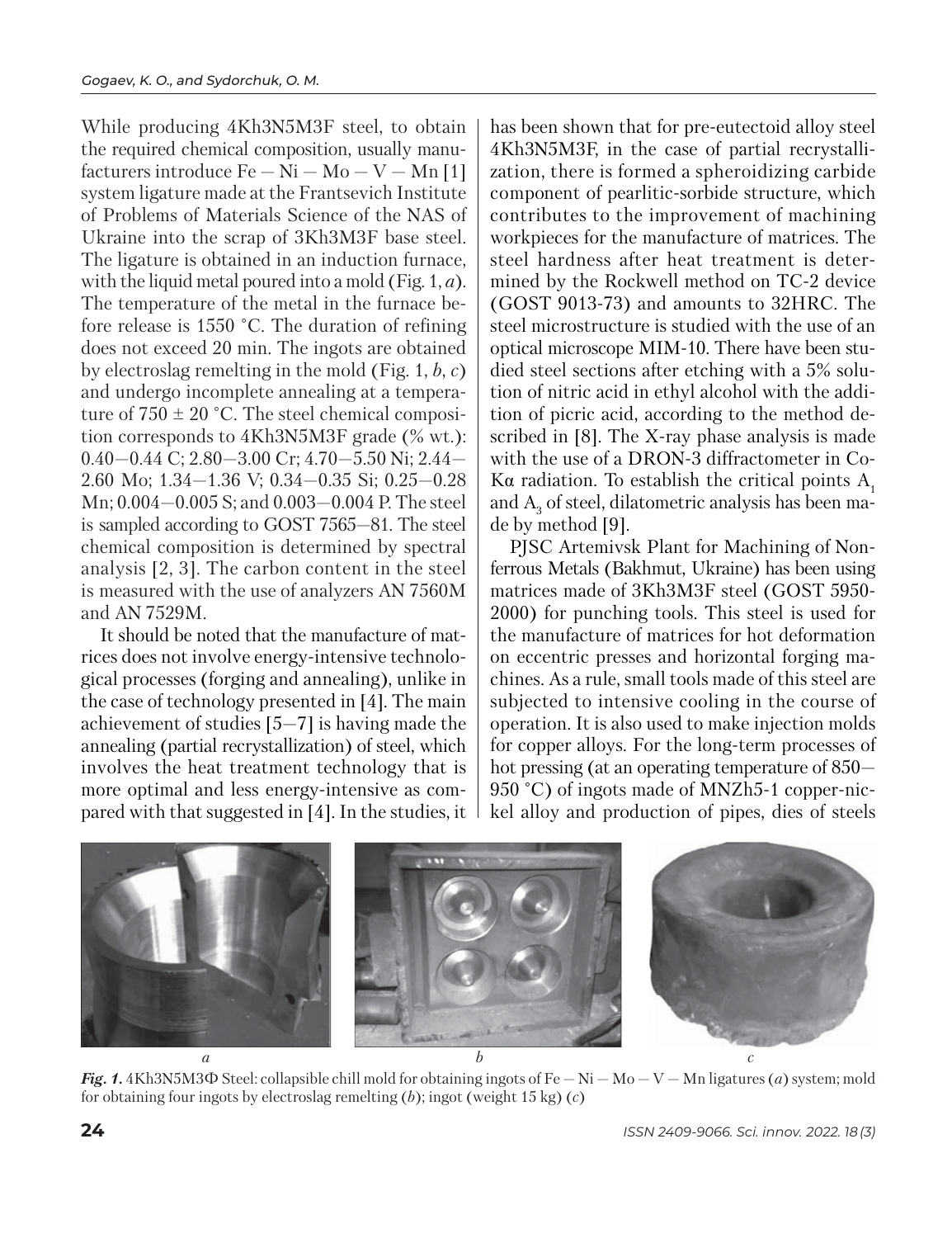While producing 4Kh3N5M3F steel, to obtain the required chemical composition, usually manufacturers introduce Fe — Ni — Mo — V — Mn [1] system ligature made at the Frantsevich Institute of Problems of Materials Science of the NAS of Ukraine into the scrap of 3Kh3M3F base steel. The ligature is obtained in an induction furnace, with the liquid metal poured into a mold (Fig. 1, *a*). The temperature of the metal in the furnace before release is 1550 °C. The duration of refining does not exceed 20 min. The ingots are obtained by electroslag remelting in the mold (Fig. 1, *b*, *c*) and undergo incomplete annealing at a temperature of 750 ± 20 °C. The steel chemical composition corresponds to 4Kh3N5M3F grade (% wt.): 0.40—0.44 C; 2.80—3.00 Cr; 4.70—5.50 Ni; 2.44—2.60 Mo; 1.34—1.36 V; 0.34—0.35 Si; 0.25—0.28 Mn; 0.004—0.005 S; and 0.003—0.004 P. The steel is sampled according to GOST 7565—81. The steel chemical composition is determined by spectral analysis [2, 3]. The carbon content in the steel is measured with the use of analyzers AN 7560M and AN 7529M.

It should be noted that the manufacture of matrices does not involve energy-intensive technological processes (forging and annealing), unlike in the case of technology presented in [4]. The main achievement of studies [5—7] is having made the annealing (partial recrystallization) of steel, which involves the heat treatment technology that is more optimal and less energy-intensive as compared with that suggested in [4]. In the studies, it has been shown that for pre-eutectoid alloy steel 4Kh3N5M3F, in the case of partial recrystallization, there is formed a spheroidizing carbide component of pearlitic-sorbide structure, which contributes to the improvement of machining workpieces for the manufacture of matrices. The steel hardness after heat treatment is determined by the Rockwell method on TC-2 device (GOST 9013-73) and amounts to 32HRC. The steel microstructure is studied with the use of an optical microscope MIM-10. There have been studied steel sections after etching with a 5% solution of nitric acid in ethyl alcohol with the addition of picric acid, according to the method described in [8]. The X-ray phase analysis is made with the use of a DRON-3 diffractometer in Co-Kα radiation. To establish the critical points $A_1$ and $A_3$ of steel, dilatometric analysis has been made by method [9].

PJSC Artemivsk Plant for Machining of Nonferrous Metals (Bakhmut, Ukraine) has been using matrices made of 3Kh3M3F steel (GOST 5950-2000) for punching tools. This steel is used for the manufacture of matrices for hot deformation on eccentric presses and horizontal forging machines. As a rule, small tools made of this steel are subjected to intensive cooling in the course of operation. It is also used to make injection molds for copper alloys. For the long-term processes of hot pressing (at an operating temperature of 850—950 °C) of ingots made of MNZh5-1 copper-nickel alloy and production of pipes, dies of steels

*Fig. 1.* 4Kh3N5M3Ф Steel: collapsible chill mold for obtaining ingots of Fe — Ni — Mo — V — Mn ligatures (*a*) system; mold for obtaining four ingots by electroslag remelting (*b*); ingot (weight 15 kg) (*c*)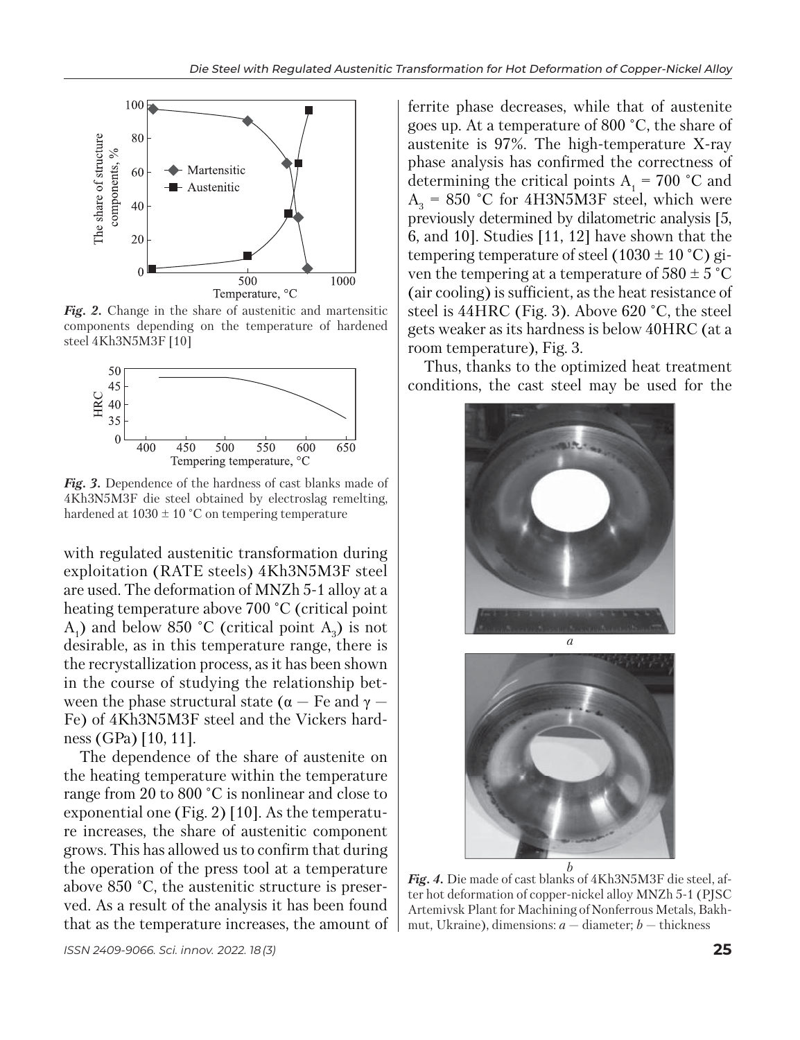*Fig. 2.* Change in the share of austenitic and martensitic components depending on the temperature of hardened steel 4Kh3N5M3F [10]

*Fig. 3.* Dependence of the hardness of cast blanks made of 4Kh3N5M3F die steel obtained by electroslag remelting, hardened at 1030 ± 10 °C on tempering temperature

with regulated austenitic transformation during exploitation (RATE steels) 4Kh3N5M3F steel are used. The deformation of MNZh 5-1 alloy at a heating temperature above 700 °C (critical point $A_1$) and below 850 °C (critical point $A_3$) is not desirable, as in this temperature range, there is the recrystallization process, as it has been shown in the course of studying the relationship between the phase structural state (α — Fe and γ — Fe) of 4Kh3N5M3F steel and the Vickers hardness (GPa) [10, 11].

The dependence of the share of austenite on the heating temperature within the temperature range from 20 to 800 °C is nonlinear and close to exponential one (Fig. 2) [10]. As the temperature increases, the share of austenitic component grows. This has allowed us to confirm that during the operation of the press tool at a temperature above 850 °C, the austenitic structure is preserved. As a result of the analysis it has been found that as the temperature increases, the amount of ferrite phase decreases, while that of austenite goes up. At a temperature of 800 °C, the share of austenite is 97%. The high-temperature X-ray phase analysis has confirmed the correctness of determining the critical points $A_1$ = 700 °C and $A_3$ = 850 °C for 4H3N5M3F steel, which were previously determined by dilatometric analysis [5, 6, and 10]. Studies [11, 12] have shown that the tempering temperature of steel (1030 ± 10 °C) given the tempering at a temperature of 580 ± 5 °C (air cooling) is sufficient, as the heat resistance of steel is 44HRC (Fig. 3). Above 620 °C, the steel gets weaker as its hardness is below 40HRC (at a room temperature), Fig. 3.

Thus, thanks to the optimized heat treatment conditions, the cast steel may be used for the

*Fig. 4.* Die made of cast blanks of 4Kh3N5M3F die steel, after hot deformation of copper-nickel alloy MNZh 5-1 (PJSC Artemivsk Plant for Machining of Nonferrous Metals, Bakhmut, Ukraine), dimensions: *a* — diameter; *b* — thickness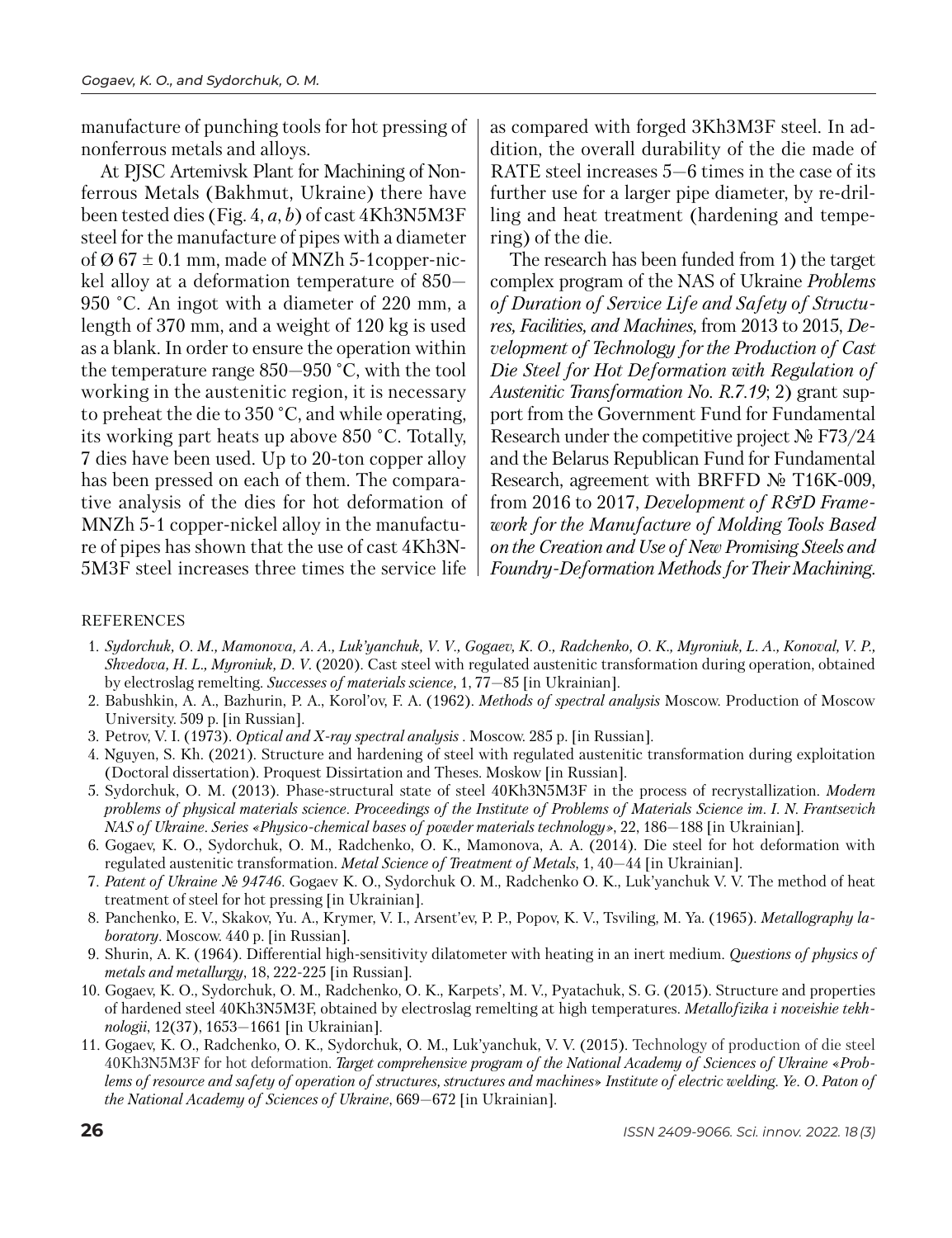manufacture of punching tools for hot pressing of nonferrous metals and alloys.

At PJSC Artemivsk Plant for Machining of Nonferrous Metals (Bakhmut, Ukraine) there have been tested dies (Fig. 4, *a*, *b*) of cast 4Kh3N5M3F steel for the manufacture of pipes with a diameter of Ø 67 ± 0.1 mm, made of MNZh 5-1copper-nickel alloy at a deformation temperature of 850—950 °C. An ingot with a diameter of 220 mm, a length of 370 mm, and a weight of 120 kg is used as a blank. In order to ensure the operation within the temperature range 850—950 °C, with the tool working in the austenitic region, it is necessary to preheat the die to 350 °C, and while operating, its working part heats up above 850 °C. Totally, 7 dies have been used. Up to 20-ton copper alloy has been pressed on each of them. The comparative analysis of the dies for hot deformation of MNZh 5-1 copper-nickel alloy in the manufacture of pipes has shown that the use of cast 4Kh3N5M3F steel increases three times the service life as compared with forged 3Kh3M3F steel. In addition, the overall durability of the die made of RATE steel increases 5—6 times in the case of its further use for a larger pipe diameter, by re-drilling and heat treatment (hardening and tempering) of the die.

The research has been funded from 1) the target complex program of the NAS of Ukraine *Problems of Duration of Service Life and Safety of Structures, Facilities, and Machines,* from 2013 to 2015, *Development of Technology for the Production of Cast Die Steel for Hot Deformation with Regulation of Austenitic Transformation No. R.7.19*; 2) grant support from the Government Fund for Fundamental Research under the competitive project № F73/24 and the Belarus Republican Fund for Fundamental Research, agreement with BRFFD № T16K-009, from 2016 to 2017, *Development of R&D Framework for the Manufacture of Molding Tools Based on the Creation and Use of New Promising Steels and Foundry-Deformation Methods for Their Machining.*

REFERENCES

1. *Sydorchuk, O. M., Mamonova, A. A., Luk'yanchuk, V. V., Gogaev, K. O., Radchenko, O. K., Myroniuk, L. A., Konoval, V. P., Shvedova, H. L., Myroniuk, D. V.* (2020). Cast steel with regulated austenitic transformation during operation, obtained by electroslag remelting. *Successes of materials science,* 1, 77—85 [in Ukrainian].
2. Babushkin, A. A., Bazhurin, P. A., Korol'ov, F. A. (1962). *Methods of spectral analysis* Moscow. Production of Moscow University. 509 p. [in Russian].
3. Petrov, V. I. (1973). *Optical and X-ray spectral analysis* . Moscow. 285 p. [in Russian].
4. Nguyen, S. Kh. (2021). Structure and hardening of steel with regulated austenitic transformation during exploitation (Doctoral dissertation). Proquest Dissirtation and Theses. Moskow [in Russian].
5. Sydorchuk, O. M. (2013). Phase-structural state of steel 40Kh3N5M3F in the process of recrystallization. *Modern problems of physical materials science. Proceedings of the Institute of Problems of Materials Science im. I. N. Frantsevich NAS of Ukraine. Series «Physico-chemical bases of powder materials technology»*, 22, 186—188 [in Ukrainian].
6. Gogaev, K. O., Sydorchuk, O. M., Radchenko, O. K., Mamonova, A. A. (2014). Die steel for hot deformation with regulated austenitic transformation. *Metal Science of Treatment of Metals*, 1, 40—44 [in Ukrainian].
7. *Patent of Ukraine № 94746*. Gogaev K. O., Sydorchuk O. M., Radchenko O. K., Luk'yanchuk V. V. The method of heat treatment of steel for hot pressing [in Ukrainian].
8. Panchenko, E. V., Skakov, Yu. A., Krymer, V. I., Arsent'ev, P. P., Popov, K. V., Tsviling, M. Ya. (1965). *Metallography laboratory*. Moscow. 440 p. [in Russian].
9. Shurin, A. K. (1964). Differential high-sensitivity dilatometer with heating in an inert medium. *Questions of physics of metals and metallurgy*, 18, 222-225 [in Russian].
10. Gogaev, K. O., Sydorchuk, O. M., Radchenko, O. K., Karpets', M. V., Pyatachuk, S. G. (2015). Structure and properties of hardened steel 40Kh3N5M3F, obtained by electroslag remelting at high temperatures. *Metallofizika i noveishie tekhnologii*, 12(37), 1653—1661 [in Ukrainian].
11. Gogaev, K. O., Radchenko, O. K., Sydorchuk, O. M., Luk'yanchuk, V. V. (2015). Technology of production of die steel 40Kh3N5M3F for hot deformation. *Target comprehensive program of the National Academy of Sciences of Ukraine «Problems of resource and safety of operation of structures, structures and machines» Institute of electric welding. Ye. O. Paton of the National Academy of Sciences of Ukraine*, 669—672 [in Ukrainian].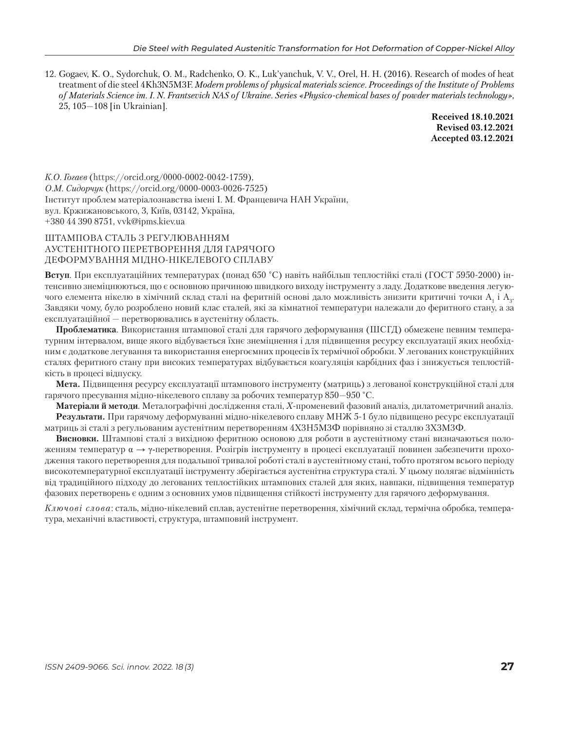12. Gogaev, K. O., Sydorchuk, O. M., Radchenko, O. K., Luk'yanchuk, V. V., Orel, H. H. (2016). Research of modes of heat treatment of die steel 4Kh3N5M3F. *Modern problems of physical materials science. Proceedings of the Institute of Problems of Materials Science im. I. N. Frantsevich NAS of Ukraine. Series «Physico-chemical bases of powder materials technology»*, 25, 105—108 [in Ukrainian].

**Received 18.10.2021**
**Revised 03.12.2021**
**Accepted 03.12.2021**

*К.О. Гогаєв* (https://orcid.org/0000-0002-0042-1759),
*О.М. Сидорчук* (https://orcid.org/0000-0003-0026-7525)
Інститут проблем матеріалознавства імені І. М. Францевича НАН України,
вул. Кржижановського, 3, Київ, 03142, Україна,
+380 44 390 8751, vvk@ipms.kiev.ua

ШТАМПОВА СТАЛЬ З РЕГУЛЮВАННЯМ АУСТЕНІТНОГО ПЕРЕТВОРЕННЯ ДЛЯ ГАРЯЧОГО ДЕФОРМУВАННЯ МІДНО-НІКЕЛЕВОГО СПЛАВУ

**Вступ**. При експлуатаційних температурах (понад 650 °С) навіть найбільш теплостійкі сталі (ГОСТ 5950-2000) інтенсивно знеміцнюються, що є основною причиною швидкого виходу інструменту з ладу. Додаткове введення легуючого елемента нікелю в хімічний склад сталі на феритній основі дало можливість знизити критичні точки $A_1$ і $A_3$. Завдяки чому, було розроблено новий клас сталей, які за кімнатної температури належали до феритного стану, а за експлуатаційної — перетворювались в аустенітну область.

**Проблематика**. Використання штампової сталі для гарячого деформування (ШСГД) обмежене певним температурним інтервалом, вище якого відбувається їхнє знеміцнення і для підвищення ресурсу експлуатації яких необхідним є додаткове легування та використання енергоємних процесів їх термічної обробки. У легованих конструкційних сталях феритного стану при високих температурах відбувається коагуляція карбідних фаз і знижується теплостійкість в процесі відпуску.

**Мета.** Підвищення ресурсу експлуатації штампового інструменту (матриць) з легованої конструкційної сталі для гарячого пресування мідно-нікелевого сплаву за робочих температур 850—950 °С.

**Матеріали й методи**. Металографічні дослідження сталі, *X*-променевий фазовий аналіз, дилатометричний аналіз.

**Результати.** При гарячому деформуванні мідно-нікелевого сплаву МНЖ 5-1 було підвищено ресурс експлуатації матриць зі сталі з регульованим аустенітним перетворенням 4Х3Н5М3Ф порівняно зі сталлю 3Х3М3Ф.

**Висновки.** Штампові сталі з вихідною феритною основою для роботи в аустенітному стані визначаються положенням температур $\alpha \rightarrow \gamma$-перетворення. Розігрів інструменту в процесі експлуатації повинен забезпечити проходження такого перетворення для подальшої тривалої роботі сталі в аустенітному стані, тобто протягом всього періоду високотемпературної експлуатації інструменту зберігається аустенітна структура сталі. У цьому полягає відмінність від традиційного підходу до легованих теплостійких штампових сталей для яких, навпаки, підвищення температур фазових перетворень є одним з основних умов підвищення стійкості інструменту для гарячого деформування.

*Ключові слова*: сталь, мідно-нікелевий сплав, аустенітне перетворення, хімічний склад, термічна обробка, температура, механічні властивості, структура, штамповий інструмент.